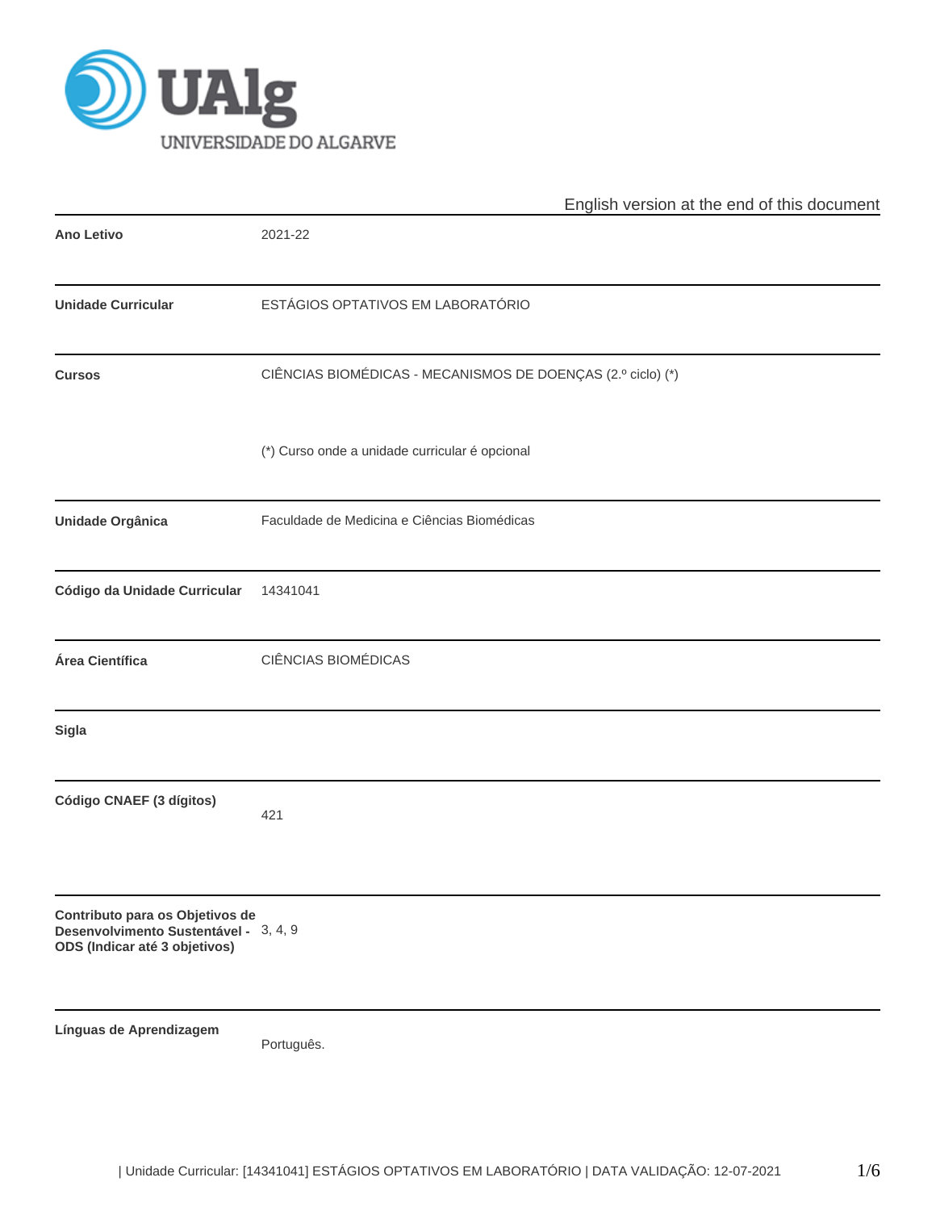English version at the end of this document

| | |
|---|---|
| **Ano Letivo** | 2021-22 |
| **Unidade Curricular** | ESTÁGIOS OPTATIVOS EM LABORATÓRIO |
| **Cursos** | CIÊNCIAS BIOMÉDICAS - MECANISMOS DE DOENÇAS (2.º ciclo) (*)<br><br>(*) Curso onde a unidade curricular é opcional |
| **Unidade Orgânica** | Faculdade de Medicina e Ciências Biomédicas |
| **Código da Unidade Curricular** | 14341041 |
| **Área Científica** | CIÊNCIAS BIOMÉDICAS |
| **Sigla** | |
| **Código CNAEF (3 dígitos)** | 421 |
| **Contributo para os Objetivos de Desenvolvimento Sustentável - ODS (Indicar até 3 objetivos)** | 3, 4, 9 |
| **Línguas de Aprendizagem** | Português. |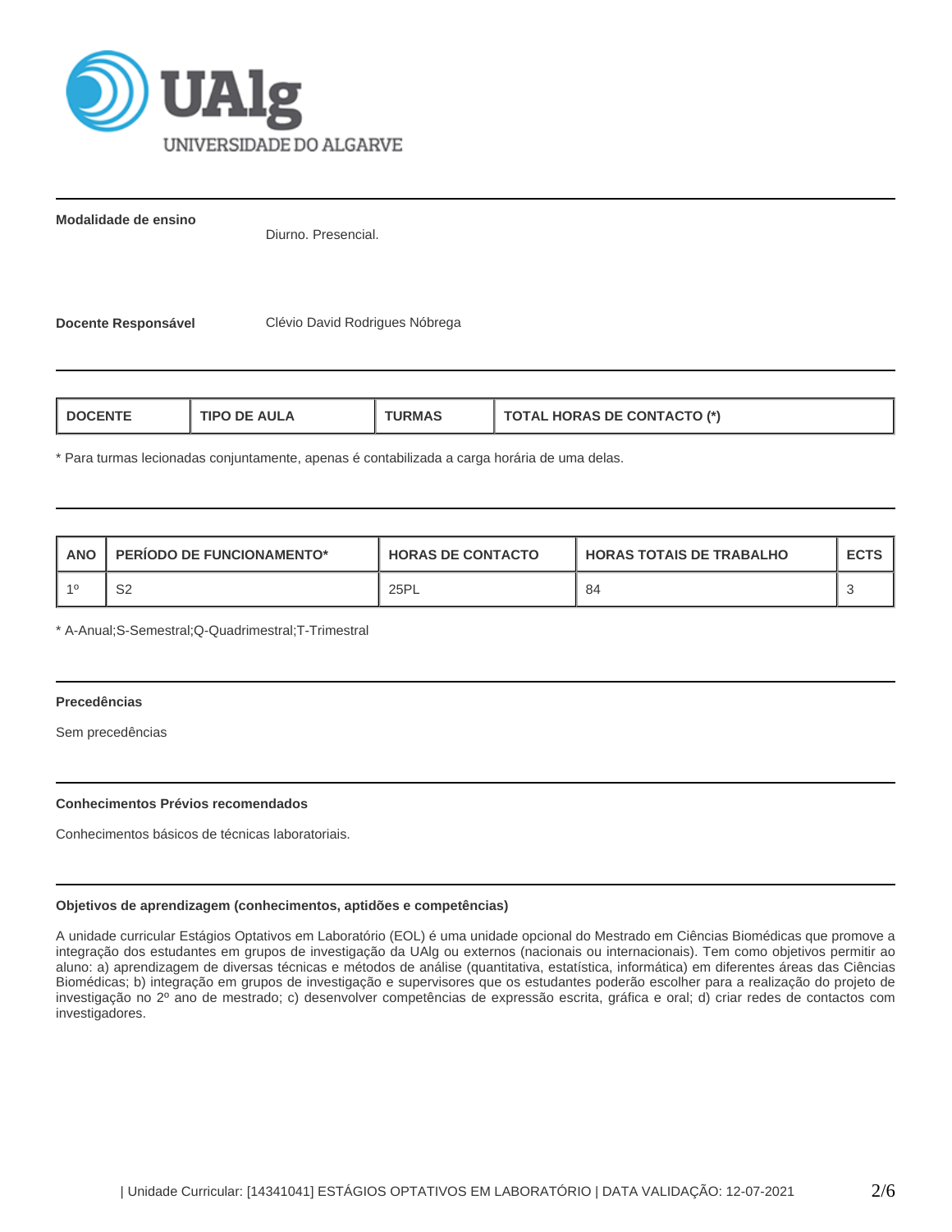**Modalidade de ensino**

Diurno. Presencial.

**Docente Responsável**

Clévio David Rodrigues Nóbrega

| DOCENTE | TIPO DE AULA | TURMAS | TOTAL HORAS DE CONTACTO (*) |
|---|---|---|---|

* Para turmas lecionadas conjuntamente, apenas é contabilizada a carga horária de uma delas.

| ANO | PERÍODO DE FUNCIONAMENTO* | HORAS DE CONTACTO | HORAS TOTAIS DE TRABALHO | ECTS |
|---|---|---|---|---|
| 1º | S2 | 25PL | 84 | 3 |

* A-Anual;S-Semestral;Q-Quadrimestral;T-Trimestral

**Precedências**

Sem precedências

**Conhecimentos Prévios recomendados**

Conhecimentos básicos de técnicas laboratoriais.

**Objetivos de aprendizagem (conhecimentos, aptidões e competências)**

A unidade curricular Estágios Optativos em Laboratório (EOL) é uma unidade opcional do Mestrado em Ciências Biomédicas que promove a integração dos estudantes em grupos de investigação da UAlg ou externos (nacionais ou internacionais). Tem como objetivos permitir ao aluno: a) aprendizagem de diversas técnicas e métodos de análise (quantitativa, estatística, informática) em diferentes áreas das Ciências Biomédicas; b) integração em grupos de investigação e supervisores que os estudantes poderão escolher para a realização do projeto de investigação no 2º ano de mestrado; c) desenvolver competências de expressão escrita, gráfica e oral; d) criar redes de contactos com investigadores.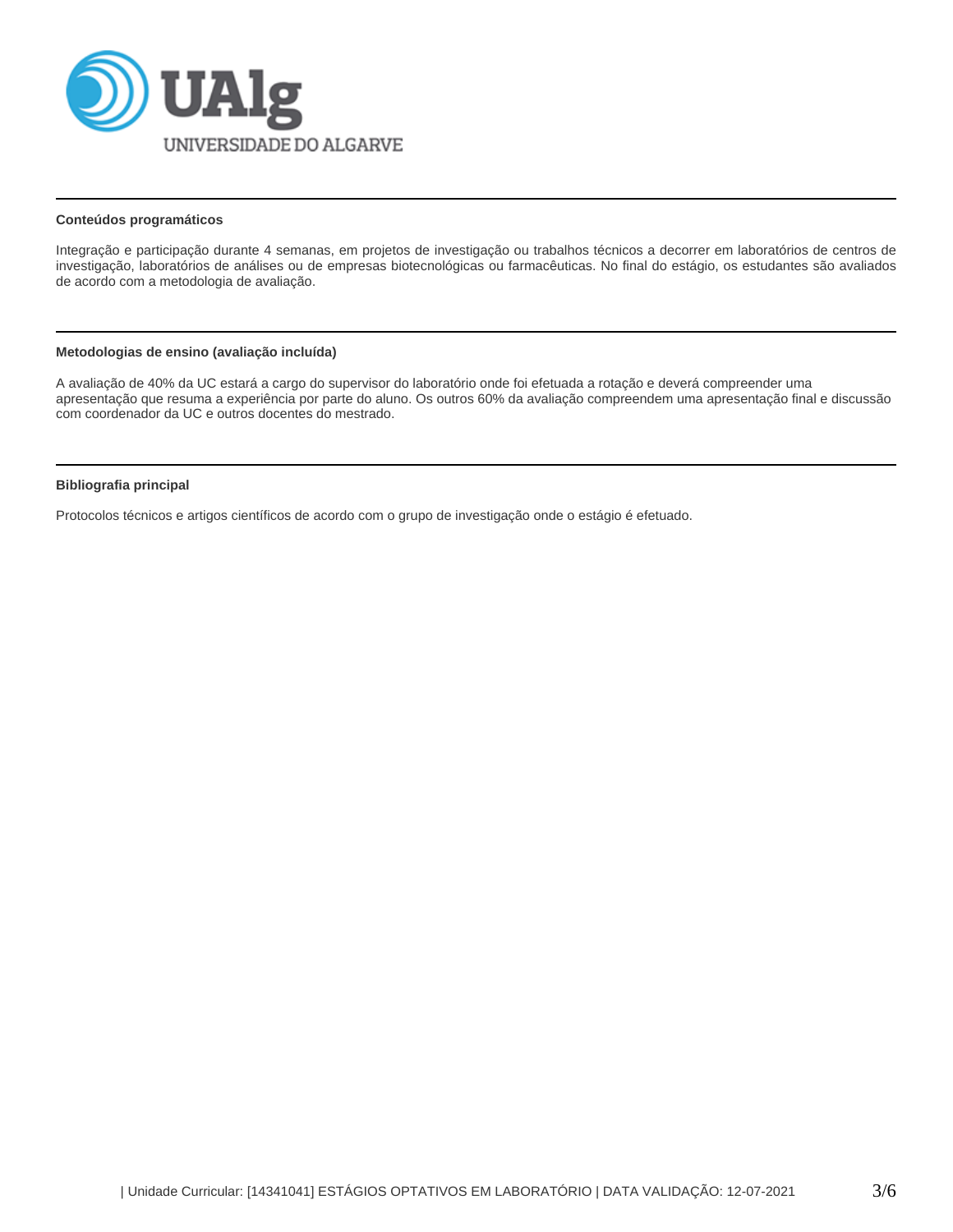#### Conteúdos programáticos

Integração e participação durante 4 semanas, em projetos de investigação ou trabalhos técnicos a decorrer em laboratórios de centros de investigação, laboratórios de análises ou de empresas biotecnológicas ou farmacêuticas. No final do estágio, os estudantes são avaliados de acordo com a metodologia de avaliação.

#### Metodologias de ensino (avaliação incluída)

A avaliação de 40% da UC estará a cargo do supervisor do laboratório onde foi efetuada a rotação e deverá compreender uma apresentação que resuma a experiência por parte do aluno. Os outros 60% da avaliação compreendem uma apresentação final e discussão com coordenador da UC e outros docentes do mestrado.

#### Bibliografia principal

Protocolos técnicos e artigos científicos de acordo com o grupo de investigação onde o estágio é efetuado.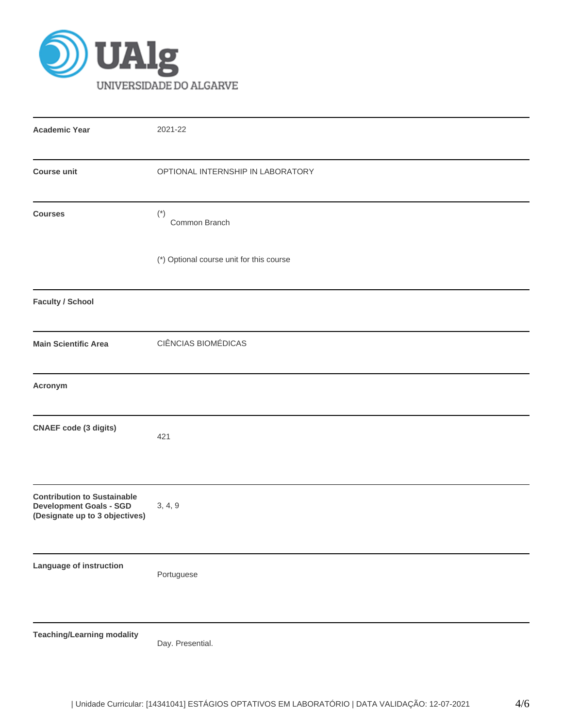UAlg UNIVERSIDADE DO ALGARVE

| | |
|---|---|
| **Academic Year** | 2021-22 |
| **Course unit** | OPTIONAL INTERNSHIP IN LABORATORY |
| **Courses** | (*) Common Branch<br><br>(*) Optional course unit for this course |
| **Faculty / School** | |
| **Main Scientific Area** | CIÊNCIAS BIOMÉDICAS |
| **Acronym** | |
| **CNAEF code (3 digits)** | 421 |
| **Contribution to Sustainable Development Goals - SGD (Designate up to 3 objectives)** | 3, 4, 9 |
| **Language of instruction** | Portuguese |
| **Teaching/Learning modality** | Day. Presential. |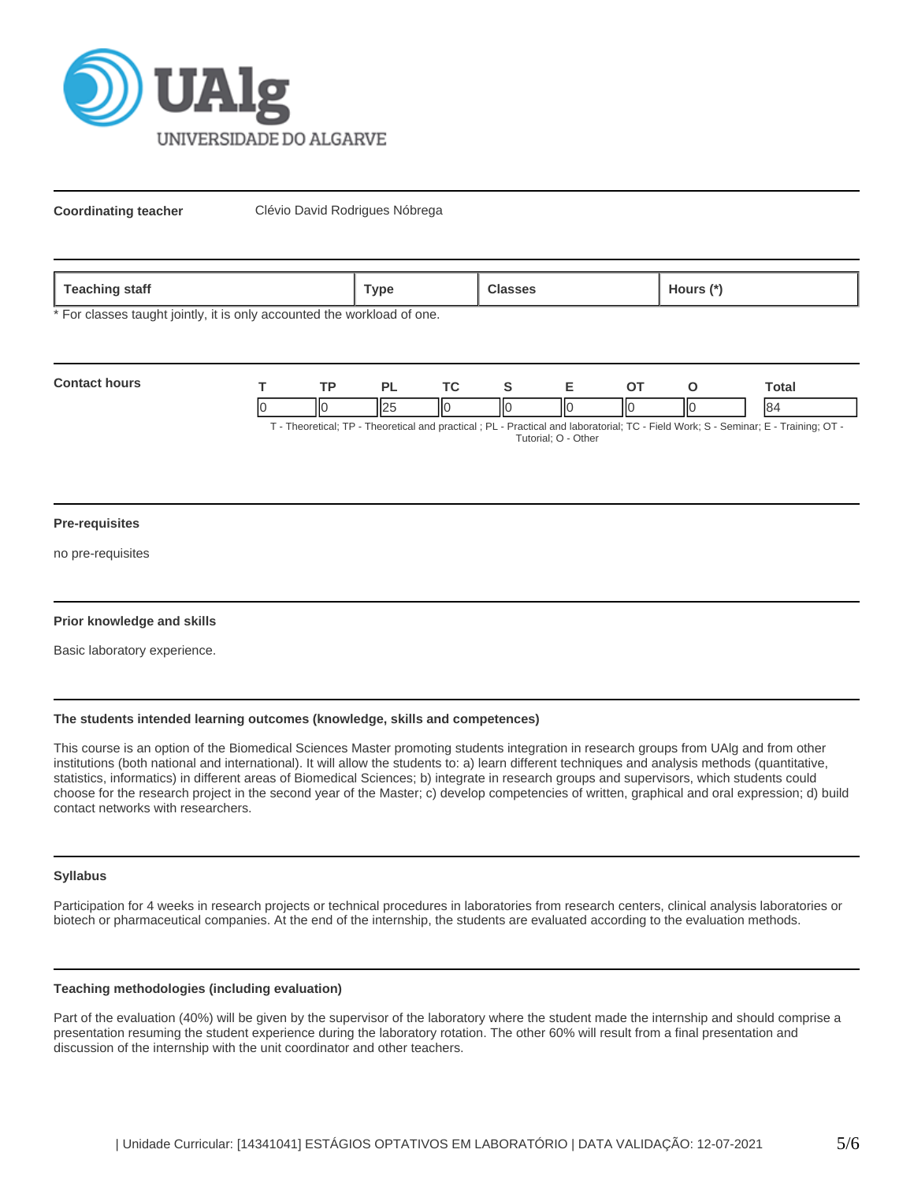**Coordinating teacher** Clévio David Rodrigues Nóbrega

| Teaching staff | Type | Classes | Hours (*) |
|---|---|---|---|

* For classes taught jointly, it is only accounted the workload of one.

**Contact hours**

| T | TP | PL | TC | S | E | OT | O | Total |
|---|---|---|---|---|---|---|---|---|
| 0 | 0 | 25 | 0 | 0 | 0 | 0 | 0 | 84 |

T - Theoretical; TP - Theoretical and practical ; PL - Practical and laboratorial; TC - Field Work; S - Seminar; E - Training; OT - Tutorial; O - Other

**Pre-requisites**

no pre-requisites

**Prior knowledge and skills**

Basic laboratory experience.

**The students intended learning outcomes (knowledge, skills and competences)**

This course is an option of the Biomedical Sciences Master promoting students integration in research groups from UAlg and from other institutions (both national and international). It will allow the students to: a) learn different techniques and analysis methods (quantitative, statistics, informatics) in different areas of Biomedical Sciences; b) integrate in research groups and supervisors, which students could choose for the research project in the second year of the Master; c) develop competencies of written, graphical and oral expression; d) build contact networks with researchers.

**Syllabus**

Participation for 4 weeks in research projects or technical procedures in laboratories from research centers, clinical analysis laboratories or biotech or pharmaceutical companies. At the end of the internship, the students are evaluated according to the evaluation methods.

**Teaching methodologies (including evaluation)**

Part of the evaluation (40%) will be given by the supervisor of the laboratory where the student made the internship and should comprise a presentation resuming the student experience during the laboratory rotation. The other 60% will result from a final presentation and discussion of the internship with the unit coordinator and other teachers.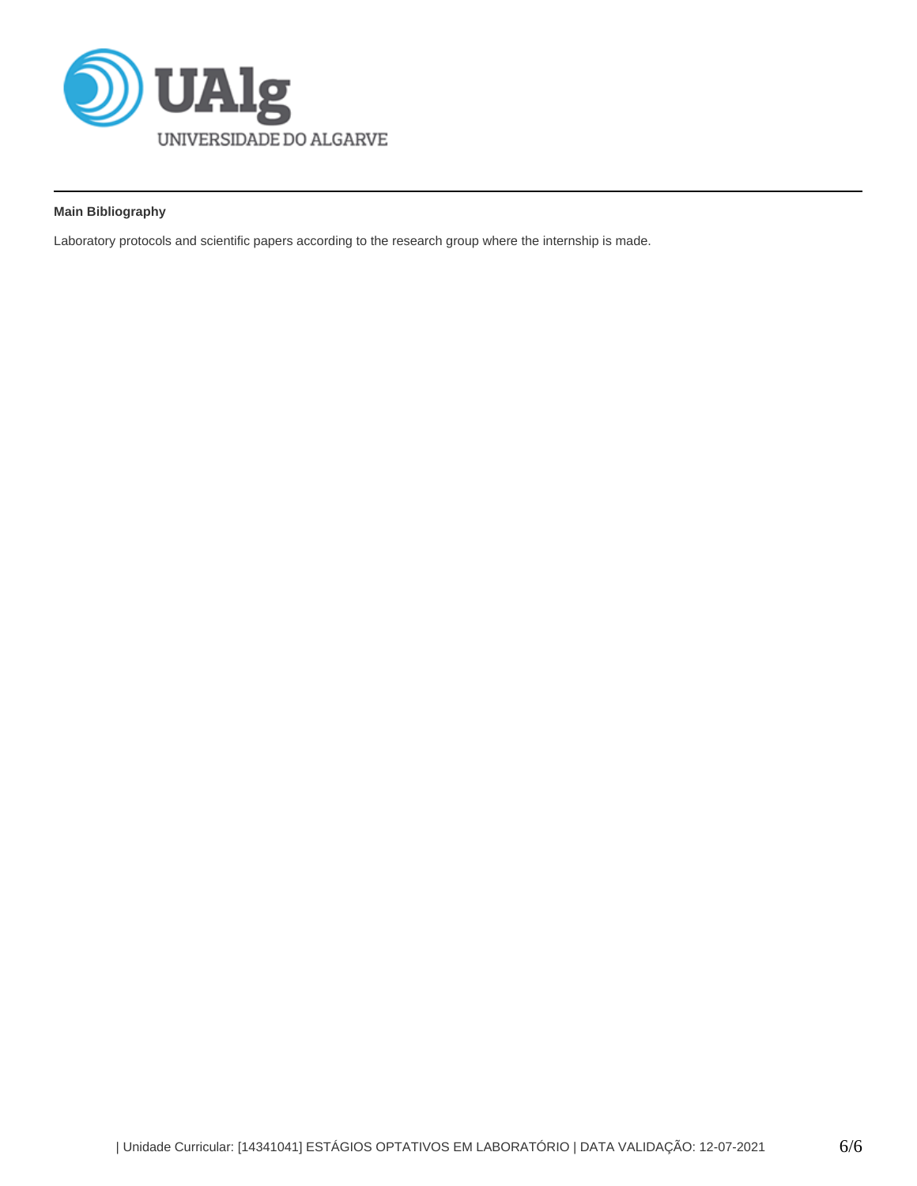**Main Bibliography**

Laboratory protocols and scientific papers according to the research group where the internship is made.